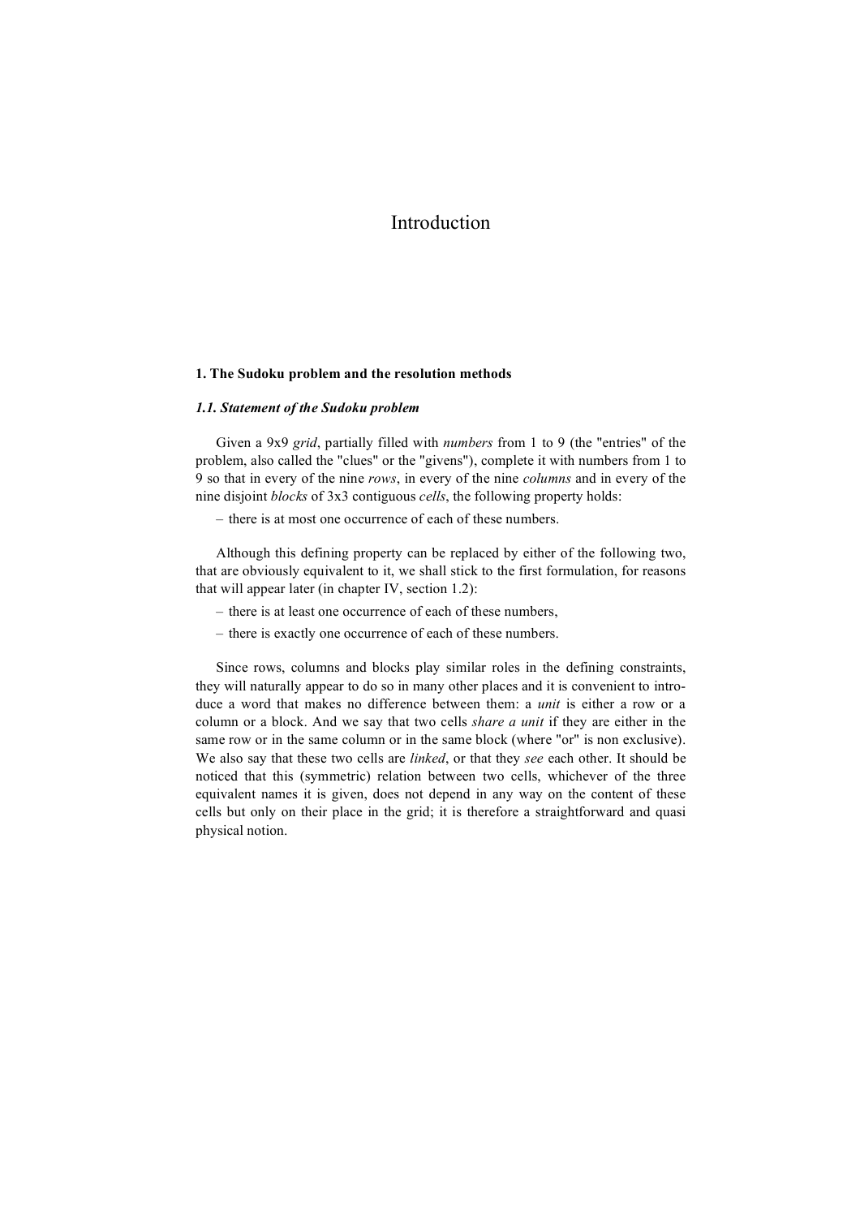# Introduction

## 1. The Sudoku problem and the resolution methods

### *1.1. Statement of the Sudoku problem*

Given a 9x9 *grid*, partially filled with *numbers* from 1 to 9 (the "entries" of the problem, also called the "clues" or the "givens"), complete it with numbers from 1 to 9 so that in every of the nine *rows*, in every of the nine *columns* and in every of the nine disjoint *blocks* of 3x3 contiguous *cells*, the following property holds:

– there is at most one occurrence of each of these numbers.

Although this defining property can be replaced by either of the following two, that are obviously equivalent to it, we shall stick to the first formulation, for reasons that will appear later (in chapter IV, section 1.2):

– there is at least one occurrence of each of these numbers,

– there is exactly one occurrence of each of these numbers.

Since rows, columns and blocks play similar roles in the defining constraints, they will naturally appear to do so in many other places and it is convenient to introduce a word that makes no difference between them: a *unit* is either a row or a column or a block. And we say that two cells *share a unit* if they are either in the same row or in the same column or in the same block (where "or" is non exclusive). We also say that these two cells are *linked*, or that they *see* each other. It should be noticed that this (symmetric) relation between two cells, whichever of the three equivalent names it is given, does not depend in any way on the content of these cells but only on their place in the grid; it is therefore a straightforward and quasi physical notion.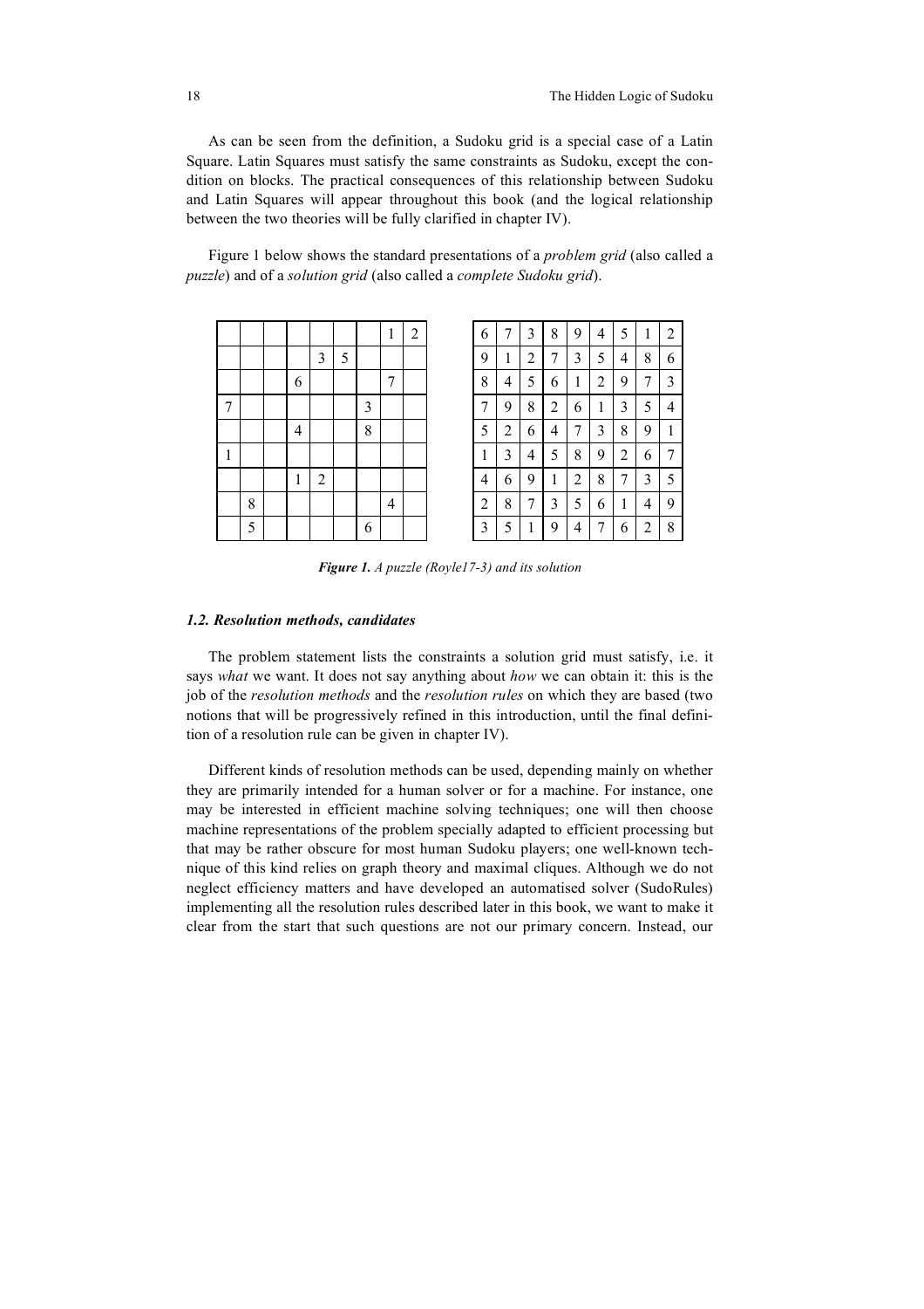As can be seen from the definition, a Sudoku grid is a special case of a Latin Square. Latin Squares must satisfy the same constraints as Sudoku, except the condition on blocks. The practical consequences of this relationship between Sudoku and Latin Squares will appear throughout this book (and the logical relationship between the two theories will be fully clarified in chapter IV).

Figure 1 below shows the standard presentations of a *problem grid* (also called a *puzzle*) and of a *solution grid* (also called a *complete Sudoku grid*).

| | | | | | | | | |
|---|---|---|---|---|---|---|---|---|
| | | | | | | | 1 | 2 |
| | | | | 3 | 5 | | | |
| | | | 6 | | | | 7 | |
| 7 | | | | | | 3 | | |
| | | | 4 | | | 8 | | |
| 1 | | | | | | | | |
| | | | 1 | 2 | | | | |
| | 8 | | | | | | 4 | |
| | 5 | | | | | 6 | | |

| | | | | | | | | |
|---|---|---|---|---|---|---|---|---|
| 6 | 7 | 3 | 8 | 9 | 4 | 5 | 1 | 2 |
| 9 | 1 | 2 | 7 | 3 | 5 | 4 | 8 | 6 |
| 8 | 4 | 5 | 6 | 1 | 2 | 9 | 7 | 3 |
| 7 | 9 | 8 | 2 | 6 | 1 | 3 | 5 | 4 |
| 5 | 2 | 6 | 4 | 7 | 3 | 8 | 9 | 1 |
| 1 | 3 | 4 | 5 | 8 | 9 | 2 | 6 | 7 |
| 4 | 6 | 9 | 1 | 2 | 8 | 7 | 3 | 5 |
| 2 | 8 | 7 | 3 | 5 | 6 | 1 | 4 | 9 |
| 3 | 5 | 1 | 9 | 4 | 7 | 6 | 2 | 8 |

***Figure 1.*** *A puzzle (Royle17-3) and its solution*

### *1.2. Resolution methods, candidates*

The problem statement lists the constraints a solution grid must satisfy, i.e. it says *what* we want. It does not say anything about *how* we can obtain it: this is the job of the *resolution methods* and the *resolution rules* on which they are based (two notions that will be progressively refined in this introduction, until the final definition of a resolution rule can be given in chapter IV).

Different kinds of resolution methods can be used, depending mainly on whether they are primarily intended for a human solver or for a machine. For instance, one may be interested in efficient machine solving techniques; one will then choose machine representations of the problem specially adapted to efficient processing but that may be rather obscure for most human Sudoku players; one well-known technique of this kind relies on graph theory and maximal cliques. Although we do not neglect efficiency matters and have developed an automatised solver (SudoRules) implementing all the resolution rules described later in this book, we want to make it clear from the start that such questions are not our primary concern. Instead, our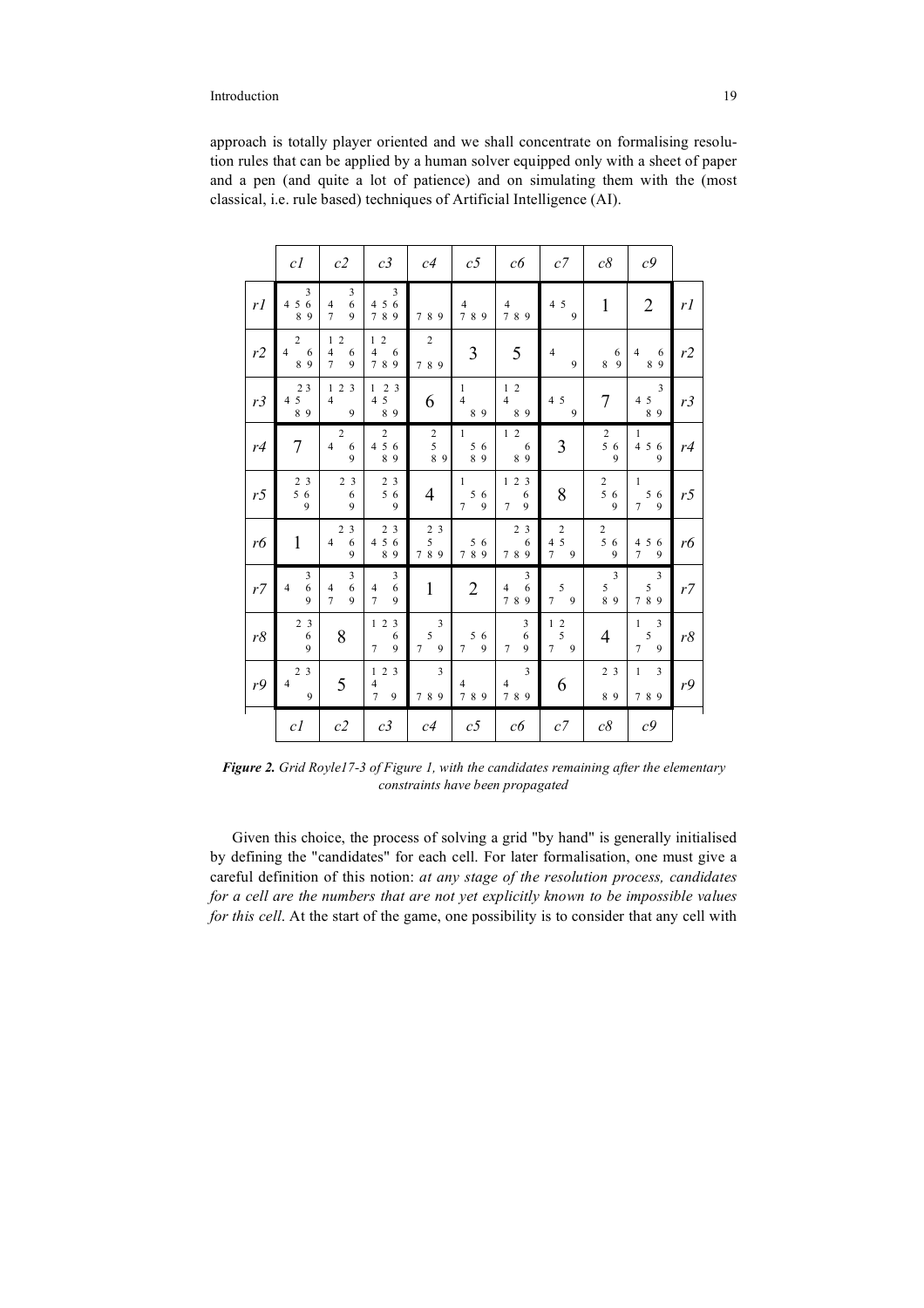approach is totally player oriented and we shall concentrate on formalising resolution rules that can be applied by a human solver equipped only with a sheet of paper and a pen (and quite a lot of patience) and on simulating them with the (most classical, i.e. rule based) techniques of Artificial Intelligence (AI).

|  | c1 | c2 | c3 | c4 | c5 | c6 | c7 | c8 | c9 |  |
|---|---|---|---|---|---|---|---|---|---|---|
| r1 | 3 4 5 6 8 9 | 3 4 6 7 9 | 3 4 5 6 7 8 9 | 7 8 9 | 4 7 8 9 | 4 7 8 9 | 4 5 9 | 1 | 2 | r1 |
| r2 | 2 4 6 8 9 | 1 2 4 6 7 9 | 1 2 4 6 7 8 9 | 2 7 8 9 | 3 | 5 | 4 9 | 6 8 9 | 4 6 8 9 | r2 |
| r3 | 2 3 4 5 8 9 | 1 2 3 4 9 | 1 2 3 4 5 8 9 | 6 | 1 4 8 9 | 1 2 4 8 9 | 4 5 9 | 7 | 3 4 5 8 9 | r3 |
| r4 | 7 | 2 4 6 9 | 2 4 5 6 8 9 | 2 5 8 9 | 1 5 6 8 9 | 1 2 6 8 9 | 3 | 2 5 6 9 | 1 4 5 6 9 | r4 |
| r5 | 2 3 5 6 9 | 2 3 6 9 | 2 3 5 6 9 | 4 | 1 5 6 7 9 | 1 2 3 6 7 9 | 8 | 2 5 6 9 | 1 5 6 7 9 | r5 |
| r6 | 1 | 2 3 4 6 9 | 2 3 4 5 6 8 9 | 2 3 5 7 8 9 | 5 6 7 8 9 | 2 3 6 7 8 9 | 2 4 5 7 9 | 2 5 6 9 | 4 5 6 7 9 | r6 |
| r7 | 3 4 6 9 | 3 4 6 7 9 | 3 4 6 7 9 | 1 | 2 | 3 4 6 7 8 9 | 5 7 9 | 3 5 8 9 | 3 5 7 8 9 | r7 |
| r8 | 2 3 6 9 | 8 | 1 2 3 6 7 9 | 3 5 7 9 | 5 6 7 9 | 3 6 7 9 | 1 2 5 7 9 | 4 | 1 3 5 7 9 | r8 |
| r9 | 2 3 4 9 | 5 | 1 2 3 4 7 9 | 3 7 8 9 | 4 7 8 9 | 3 4 7 8 9 | 6 | 2 3 8 9 | 1 3 7 8 9 | r9 |
|  | c1 | c2 | c3 | c4 | c5 | c6 | c7 | c8 | c9 |  |

***Figure 2.*** *Grid Royle17-3 of Figure 1, with the candidates remaining after the elementary constraints have been propagated*

Given this choice, the process of solving a grid "by hand" is generally initialised by defining the "candidates" for each cell. For later formalisation, one must give a careful definition of this notion: *at any stage of the resolution process, candidates for a cell are the numbers that are not yet explicitly known to be impossible values for this cell*. At the start of the game, one possibility is to consider that any cell with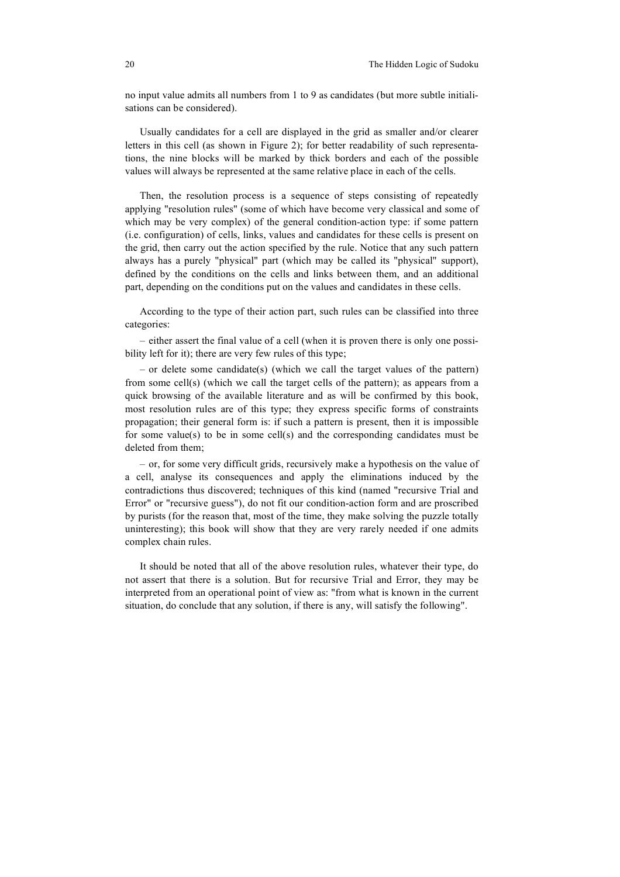no input value admits all numbers from 1 to 9 as candidates (but more subtle initialisations can be considered).

Usually candidates for a cell are displayed in the grid as smaller and/or clearer letters in this cell (as shown in Figure 2); for better readability of such representations, the nine blocks will be marked by thick borders and each of the possible values will always be represented at the same relative place in each of the cells.

Then, the resolution process is a sequence of steps consisting of repeatedly applying "resolution rules" (some of which have become very classical and some of which may be very complex) of the general condition-action type: if some pattern (i.e. configuration) of cells, links, values and candidates for these cells is present on the grid, then carry out the action specified by the rule. Notice that any such pattern always has a purely "physical" part (which may be called its "physical" support), defined by the conditions on the cells and links between them, and an additional part, depending on the conditions put on the values and candidates in these cells.

According to the type of their action part, such rules can be classified into three categories:

– either assert the final value of a cell (when it is proven there is only one possibility left for it); there are very few rules of this type;

– or delete some candidate(s) (which we call the target values of the pattern) from some cell(s) (which we call the target cells of the pattern); as appears from a quick browsing of the available literature and as will be confirmed by this book, most resolution rules are of this type; they express specific forms of constraints propagation; their general form is: if such a pattern is present, then it is impossible for some value(s) to be in some cell(s) and the corresponding candidates must be deleted from them;

– or, for some very difficult grids, recursively make a hypothesis on the value of a cell, analyse its consequences and apply the eliminations induced by the contradictions thus discovered; techniques of this kind (named "recursive Trial and Error" or "recursive guess"), do not fit our condition-action form and are proscribed by purists (for the reason that, most of the time, they make solving the puzzle totally uninteresting); this book will show that they are very rarely needed if one admits complex chain rules.

It should be noted that all of the above resolution rules, whatever their type, do not assert that there is a solution. But for recursive Trial and Error, they may be interpreted from an operational point of view as: "from what is known in the current situation, do conclude that any solution, if there is any, will satisfy the following".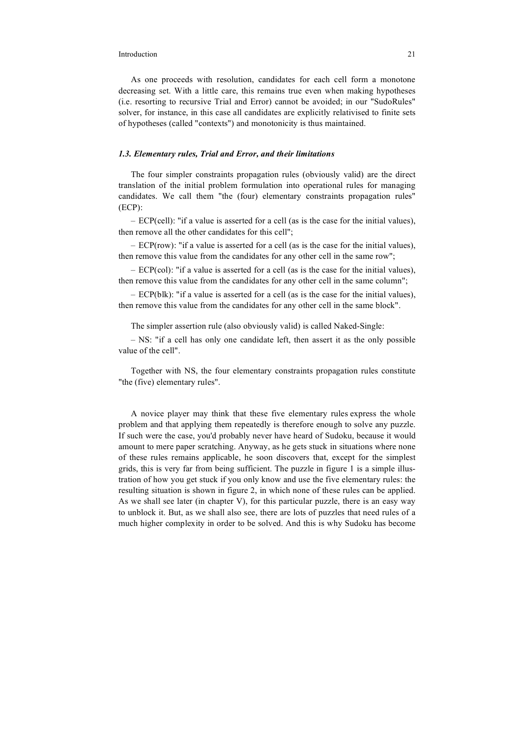As one proceeds with resolution, candidates for each cell form a monotone decreasing set. With a little care, this remains true even when making hypotheses (i.e. resorting to recursive Trial and Error) cannot be avoided; in our "SudoRules" solver, for instance, in this case all candidates are explicitly relativised to finite sets of hypotheses (called "contexts") and monotonicity is thus maintained.

### *1.3. Elementary rules, Trial and Error, and their limitations*

The four simpler constraints propagation rules (obviously valid) are the direct translation of the initial problem formulation into operational rules for managing candidates. We call them "the (four) elementary constraints propagation rules" (ECP):

– ECP(cell): "if a value is asserted for a cell (as is the case for the initial values), then remove all the other candidates for this cell";

– ECP(row): "if a value is asserted for a cell (as is the case for the initial values), then remove this value from the candidates for any other cell in the same row";

– ECP(col): "if a value is asserted for a cell (as is the case for the initial values), then remove this value from the candidates for any other cell in the same column";

– ECP(blk): "if a value is asserted for a cell (as is the case for the initial values), then remove this value from the candidates for any other cell in the same block".

The simpler assertion rule (also obviously valid) is called Naked-Single:

– NS: "if a cell has only one candidate left, then assert it as the only possible value of the cell".

Together with NS, the four elementary constraints propagation rules constitute "the (five) elementary rules".

A novice player may think that these five elementary rules express the whole problem and that applying them repeatedly is therefore enough to solve any puzzle. If such were the case, you'd probably never have heard of Sudoku, because it would amount to mere paper scratching. Anyway, as he gets stuck in situations where none of these rules remains applicable, he soon discovers that, except for the simplest grids, this is very far from being sufficient. The puzzle in figure 1 is a simple illustration of how you get stuck if you only know and use the five elementary rules: the resulting situation is shown in figure 2, in which none of these rules can be applied. As we shall see later (in chapter V), for this particular puzzle, there is an easy way to unblock it. But, as we shall also see, there are lots of puzzles that need rules of a much higher complexity in order to be solved. And this is why Sudoku has become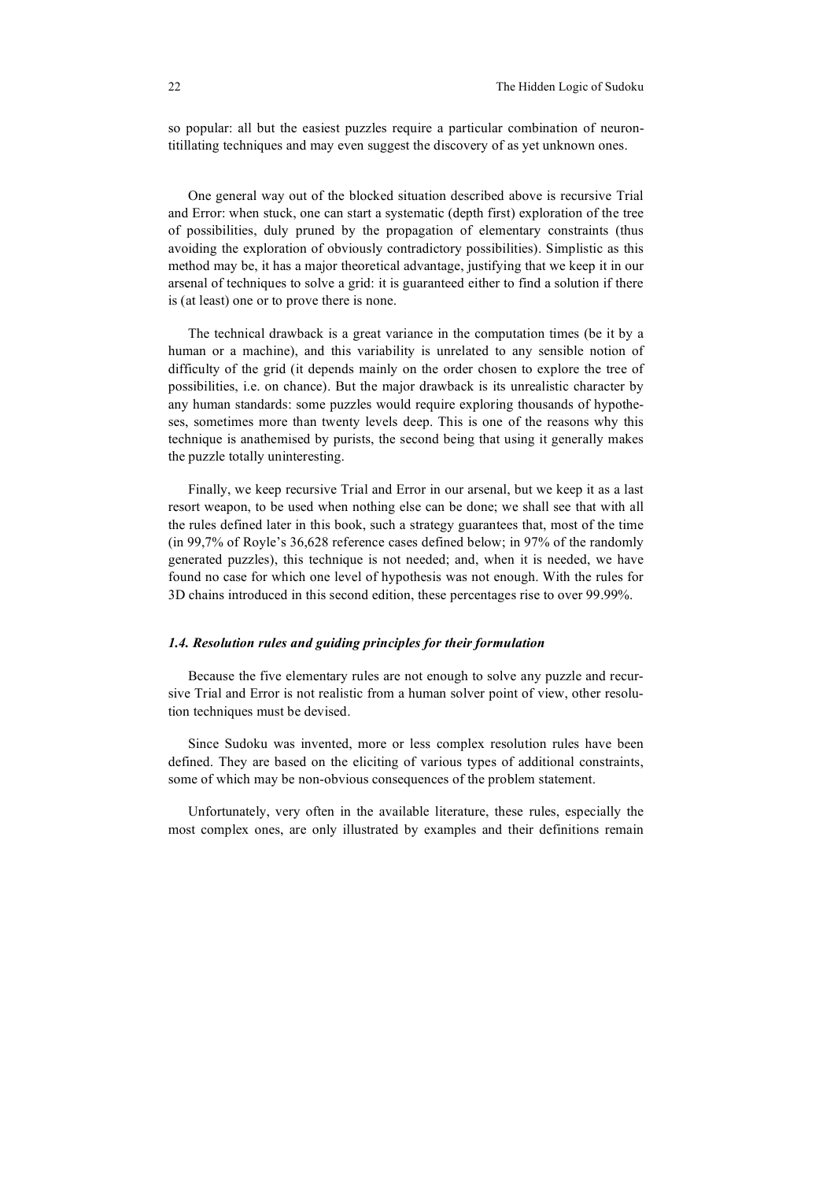so popular: all but the easiest puzzles require a particular combination of neuron-titillating techniques and may even suggest the discovery of as yet unknown ones.

One general way out of the blocked situation described above is recursive Trial and Error: when stuck, one can start a systematic (depth first) exploration of the tree of possibilities, duly pruned by the propagation of elementary constraints (thus avoiding the exploration of obviously contradictory possibilities). Simplistic as this method may be, it has a major theoretical advantage, justifying that we keep it in our arsenal of techniques to solve a grid: it is guaranteed either to find a solution if there is (at least) one or to prove there is none.

The technical drawback is a great variance in the computation times (be it by a human or a machine), and this variability is unrelated to any sensible notion of difficulty of the grid (it depends mainly on the order chosen to explore the tree of possibilities, i.e. on chance). But the major drawback is its unrealistic character by any human standards: some puzzles would require exploring thousands of hypotheses, sometimes more than twenty levels deep. This is one of the reasons why this technique is anathemised by purists, the second being that using it generally makes the puzzle totally uninteresting.

Finally, we keep recursive Trial and Error in our arsenal, but we keep it as a last resort weapon, to be used when nothing else can be done; we shall see that with all the rules defined later in this book, such a strategy guarantees that, most of the time (in 99,7% of Royle's 36,628 reference cases defined below; in 97% of the randomly generated puzzles), this technique is not needed; and, when it is needed, we have found no case for which one level of hypothesis was not enough. With the rules for 3D chains introduced in this second edition, these percentages rise to over 99.99%.

### *1.4. Resolution rules and guiding principles for their formulation*

Because the five elementary rules are not enough to solve any puzzle and recursive Trial and Error is not realistic from a human solver point of view, other resolution techniques must be devised.

Since Sudoku was invented, more or less complex resolution rules have been defined. They are based on the eliciting of various types of additional constraints, some of which may be non-obvious consequences of the problem statement.

Unfortunately, very often in the available literature, these rules, especially the most complex ones, are only illustrated by examples and their definitions remain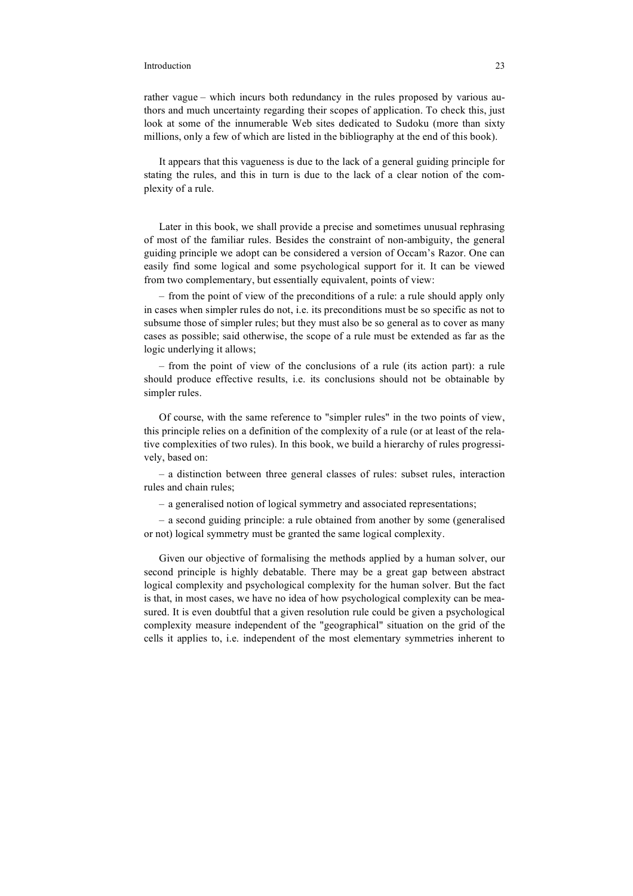rather vague – which incurs both redundancy in the rules proposed by various authors and much uncertainty regarding their scopes of application. To check this, just look at some of the innumerable Web sites dedicated to Sudoku (more than sixty millions, only a few of which are listed in the bibliography at the end of this book).

It appears that this vagueness is due to the lack of a general guiding principle for stating the rules, and this in turn is due to the lack of a clear notion of the complexity of a rule.

Later in this book, we shall provide a precise and sometimes unusual rephrasing of most of the familiar rules. Besides the constraint of non-ambiguity, the general guiding principle we adopt can be considered a version of Occam's Razor. One can easily find some logical and some psychological support for it. It can be viewed from two complementary, but essentially equivalent, points of view:

– from the point of view of the preconditions of a rule: a rule should apply only in cases when simpler rules do not, i.e. its preconditions must be so specific as not to subsume those of simpler rules; but they must also be so general as to cover as many cases as possible; said otherwise, the scope of a rule must be extended as far as the logic underlying it allows;

– from the point of view of the conclusions of a rule (its action part): a rule should produce effective results, i.e. its conclusions should not be obtainable by simpler rules.

Of course, with the same reference to "simpler rules" in the two points of view, this principle relies on a definition of the complexity of a rule (or at least of the relative complexities of two rules). In this book, we build a hierarchy of rules progressively, based on:

– a distinction between three general classes of rules: subset rules, interaction rules and chain rules;

– a generalised notion of logical symmetry and associated representations;

– a second guiding principle: a rule obtained from another by some (generalised or not) logical symmetry must be granted the same logical complexity.

Given our objective of formalising the methods applied by a human solver, our second principle is highly debatable. There may be a great gap between abstract logical complexity and psychological complexity for the human solver. But the fact is that, in most cases, we have no idea of how psychological complexity can be measured. It is even doubtful that a given resolution rule could be given a psychological complexity measure independent of the "geographical" situation on the grid of the cells it applies to, i.e. independent of the most elementary symmetries inherent to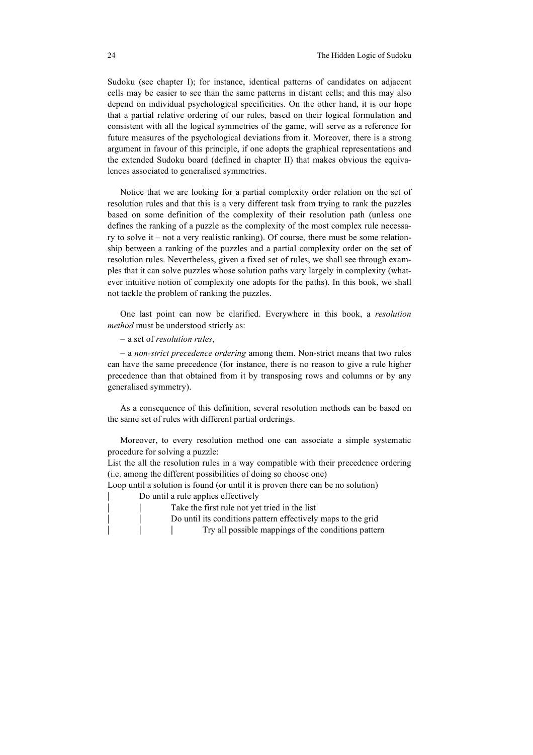Sudoku (see chapter I); for instance, identical patterns of candidates on adjacent cells may be easier to see than the same patterns in distant cells; and this may also depend on individual psychological specificities. On the other hand, it is our hope that a partial relative ordering of our rules, based on their logical formulation and consistent with all the logical symmetries of the game, will serve as a reference for future measures of the psychological deviations from it. Moreover, there is a strong argument in favour of this principle, if one adopts the graphical representations and the extended Sudoku board (defined in chapter II) that makes obvious the equivalences associated to generalised symmetries.

Notice that we are looking for a partial complexity order relation on the set of resolution rules and that this is a very different task from trying to rank the puzzles based on some definition of the complexity of their resolution path (unless one defines the ranking of a puzzle as the complexity of the most complex rule necessary to solve it – not a very realistic ranking). Of course, there must be some relationship between a ranking of the puzzles and a partial complexity order on the set of resolution rules. Nevertheless, given a fixed set of rules, we shall see through examples that it can solve puzzles whose solution paths vary largely in complexity (whatever intuitive notion of complexity one adopts for the paths). In this book, we shall not tackle the problem of ranking the puzzles.

One last point can now be clarified. Everywhere in this book, a *resolution method* must be understood strictly as:

– a set of *resolution rules*,

– a *non-strict precedence ordering* among them. Non-strict means that two rules can have the same precedence (for instance, there is no reason to give a rule higher precedence than that obtained from it by transposing rows and columns or by any generalised symmetry).

As a consequence of this definition, several resolution methods can be based on the same set of rules with different partial orderings.

Moreover, to every resolution method one can associate a simple systematic procedure for solving a puzzle:

```
List the all the resolution rules in a way compatible with their precedence ordering
(i.e. among the different possibilities of doing so choose one)
Loop until a solution is found (or until it is proven there can be no solution)
|       Do until a rule applies effectively
|       |       Take the first rule not yet tried in the list
|       |       Do until its conditions pattern effectively maps to the grid
|       |       |       Try all possible mappings of the conditions pattern
```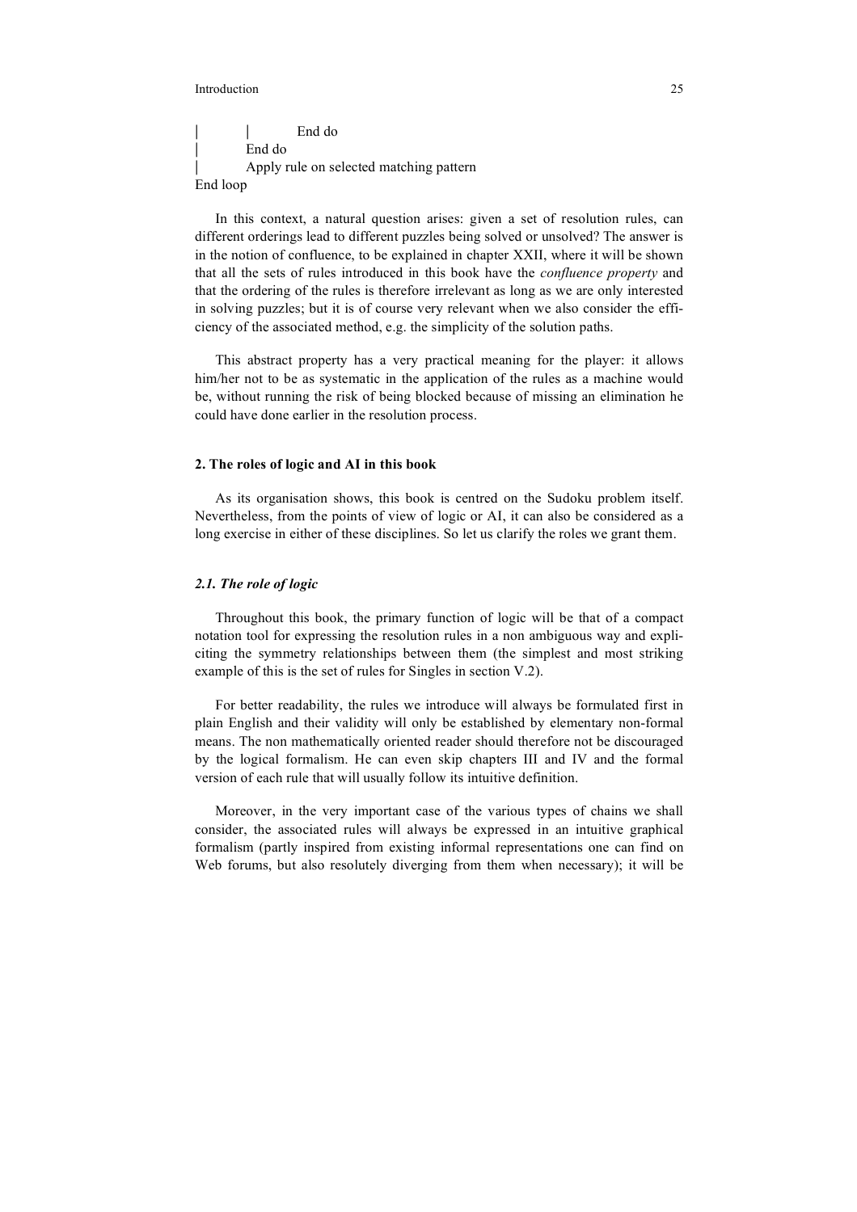```
|       |       End do
|       End do
|       Apply rule on selected matching pattern
End loop
```

In this context, a natural question arises: given a set of resolution rules, can different orderings lead to different puzzles being solved or unsolved? The answer is in the notion of confluence, to be explained in chapter XXII, where it will be shown that all the sets of rules introduced in this book have the *confluence property* and that the ordering of the rules is therefore irrelevant as long as we are only interested in solving puzzles; but it is of course very relevant when we also consider the efficiency of the associated method, e.g. the simplicity of the solution paths.

This abstract property has a very practical meaning for the player: it allows him/her not to be as systematic in the application of the rules as a machine would be, without running the risk of being blocked because of missing an elimination he could have done earlier in the resolution process.

## 2. The roles of logic and AI in this book

As its organisation shows, this book is centred on the Sudoku problem itself. Nevertheless, from the points of view of logic or AI, it can also be considered as a long exercise in either of these disciplines. So let us clarify the roles we grant them.

### *2.1. The role of logic*

Throughout this book, the primary function of logic will be that of a compact notation tool for expressing the resolution rules in a non ambiguous way and expliciting the symmetry relationships between them (the simplest and most striking example of this is the set of rules for Singles in section V.2).

For better readability, the rules we introduce will always be formulated first in plain English and their validity will only be established by elementary non-formal means. The non mathematically oriented reader should therefore not be discouraged by the logical formalism. He can even skip chapters III and IV and the formal version of each rule that will usually follow its intuitive definition.

Moreover, in the very important case of the various types of chains we shall consider, the associated rules will always be expressed in an intuitive graphical formalism (partly inspired from existing informal representations one can find on Web forums, but also resolutely diverging from them when necessary); it will be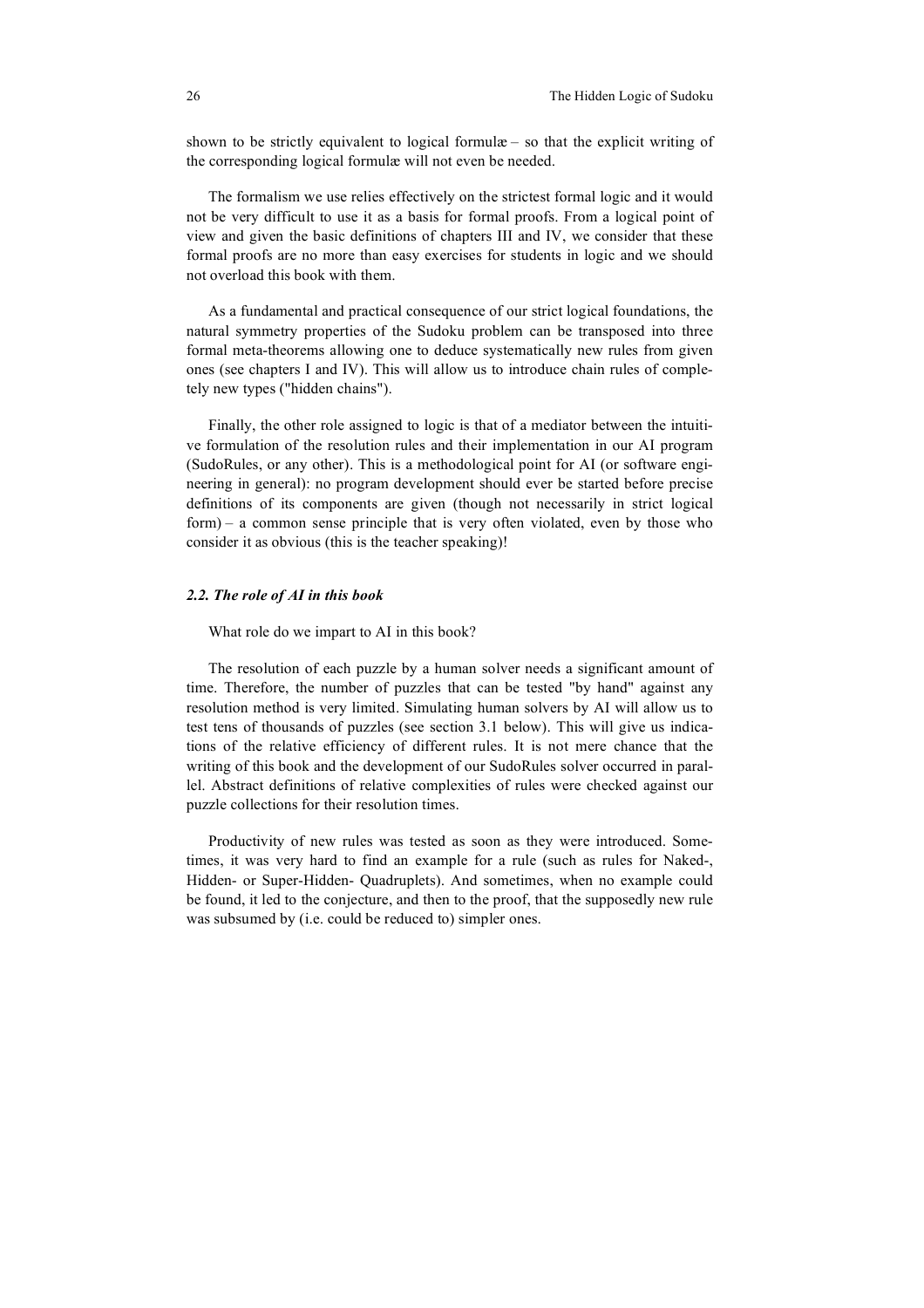shown to be strictly equivalent to logical formulæ – so that the explicit writing of the corresponding logical formulæ will not even be needed.

The formalism we use relies effectively on the strictest formal logic and it would not be very difficult to use it as a basis for formal proofs. From a logical point of view and given the basic definitions of chapters III and IV, we consider that these formal proofs are no more than easy exercises for students in logic and we should not overload this book with them.

As a fundamental and practical consequence of our strict logical foundations, the natural symmetry properties of the Sudoku problem can be transposed into three formal meta-theorems allowing one to deduce systematically new rules from given ones (see chapters I and IV). This will allow us to introduce chain rules of completely new types ("hidden chains").

Finally, the other role assigned to logic is that of a mediator between the intuitive formulation of the resolution rules and their implementation in our AI program (SudoRules, or any other). This is a methodological point for AI (or software engineering in general): no program development should ever be started before precise definitions of its components are given (though not necessarily in strict logical form) – a common sense principle that is very often violated, even by those who consider it as obvious (this is the teacher speaking)!

### *2.2. The role of AI in this book*

What role do we impart to AI in this book?

The resolution of each puzzle by a human solver needs a significant amount of time. Therefore, the number of puzzles that can be tested "by hand" against any resolution method is very limited. Simulating human solvers by AI will allow us to test tens of thousands of puzzles (see section 3.1 below). This will give us indications of the relative efficiency of different rules. It is not mere chance that the writing of this book and the development of our SudoRules solver occurred in parallel. Abstract definitions of relative complexities of rules were checked against our puzzle collections for their resolution times.

Productivity of new rules was tested as soon as they were introduced. Sometimes, it was very hard to find an example for a rule (such as rules for Naked-, Hidden- or Super-Hidden- Quadruplets). And sometimes, when no example could be found, it led to the conjecture, and then to the proof, that the supposedly new rule was subsumed by (i.e. could be reduced to) simpler ones.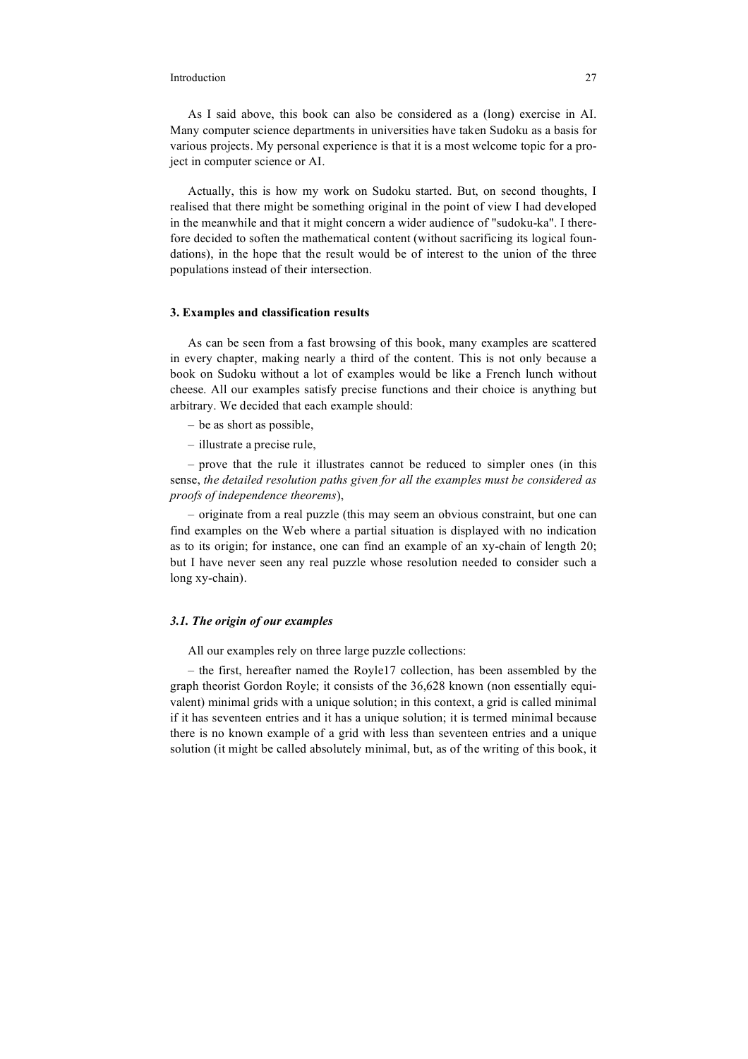As I said above, this book can also be considered as a (long) exercise in AI. Many computer science departments in universities have taken Sudoku as a basis for various projects. My personal experience is that it is a most welcome topic for a project in computer science or AI.

Actually, this is how my work on Sudoku started. But, on second thoughts, I realised that there might be something original in the point of view I had developed in the meanwhile and that it might concern a wider audience of "sudoku-ka". I therefore decided to soften the mathematical content (without sacrificing its logical foundations), in the hope that the result would be of interest to the union of the three populations instead of their intersection.

### 3. Examples and classification results

As can be seen from a fast browsing of this book, many examples are scattered in every chapter, making nearly a third of the content. This is not only because a book on Sudoku without a lot of examples would be like a French lunch without cheese. All our examples satisfy precise functions and their choice is anything but arbitrary. We decided that each example should:

– be as short as possible,

– illustrate a precise rule,

– prove that the rule it illustrates cannot be reduced to simpler ones (in this sense, *the detailed resolution paths given for all the examples must be considered as proofs of independence theorems*),

– originate from a real puzzle (this may seem an obvious constraint, but one can find examples on the Web where a partial situation is displayed with no indication as to its origin; for instance, one can find an example of an xy-chain of length 20; but I have never seen any real puzzle whose resolution needed to consider such a long xy-chain).

#### *3.1. The origin of our examples*

All our examples rely on three large puzzle collections:

– the first, hereafter named the Royle17 collection, has been assembled by the graph theorist Gordon Royle; it consists of the 36,628 known (non essentially equivalent) minimal grids with a unique solution; in this context, a grid is called minimal if it has seventeen entries and it has a unique solution; it is termed minimal because there is no known example of a grid with less than seventeen entries and a unique solution (it might be called absolutely minimal, but, as of the writing of this book, it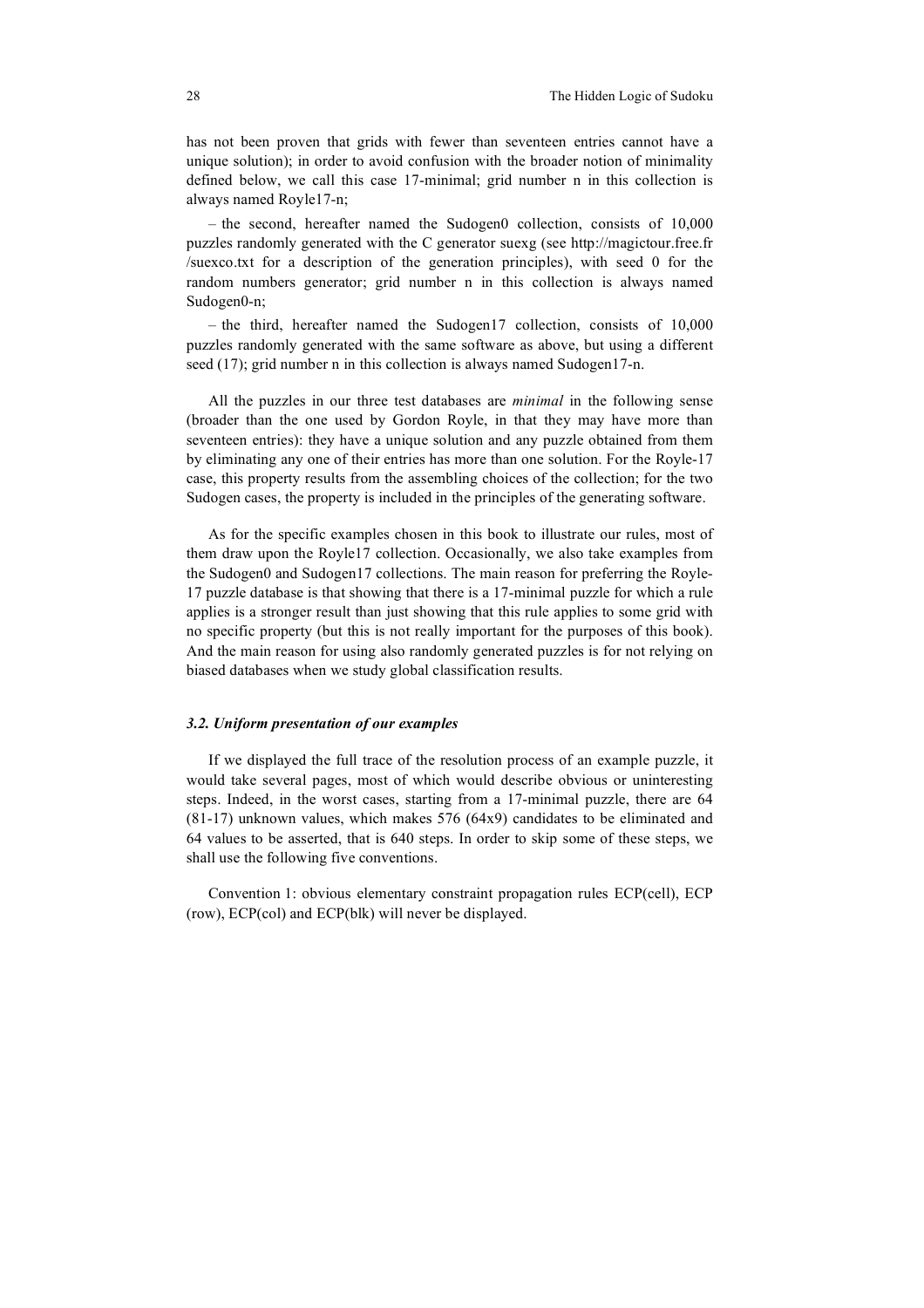has not been proven that grids with fewer than seventeen entries cannot have a unique solution); in order to avoid confusion with the broader notion of minimality defined below, we call this case 17-minimal; grid number n in this collection is always named Royle17-n;

– the second, hereafter named the Sudogen0 collection, consists of 10,000 puzzles randomly generated with the C generator suexg (see http://magictour.free.fr /suexco.txt for a description of the generation principles), with seed 0 for the random numbers generator; grid number n in this collection is always named Sudogen0-n;

– the third, hereafter named the Sudogen17 collection, consists of 10,000 puzzles randomly generated with the same software as above, but using a different seed (17); grid number n in this collection is always named Sudogen17-n.

All the puzzles in our three test databases are *minimal* in the following sense (broader than the one used by Gordon Royle, in that they may have more than seventeen entries): they have a unique solution and any puzzle obtained from them by eliminating any one of their entries has more than one solution. For the Royle-17 case, this property results from the assembling choices of the collection; for the two Sudogen cases, the property is included in the principles of the generating software.

As for the specific examples chosen in this book to illustrate our rules, most of them draw upon the Royle17 collection. Occasionally, we also take examples from the Sudogen0 and Sudogen17 collections. The main reason for preferring the Royle-17 puzzle database is that showing that there is a 17-minimal puzzle for which a rule applies is a stronger result than just showing that this rule applies to some grid with no specific property (but this is not really important for the purposes of this book). And the main reason for using also randomly generated puzzles is for not relying on biased databases when we study global classification results.

### *3.2. Uniform presentation of our examples*

If we displayed the full trace of the resolution process of an example puzzle, it would take several pages, most of which would describe obvious or uninteresting steps. Indeed, in the worst cases, starting from a 17-minimal puzzle, there are 64 (81-17) unknown values, which makes 576 (64x9) candidates to be eliminated and 64 values to be asserted, that is 640 steps. In order to skip some of these steps, we shall use the following five conventions.

Convention 1: obvious elementary constraint propagation rules ECP(cell), ECP (row), ECP(col) and ECP(blk) will never be displayed.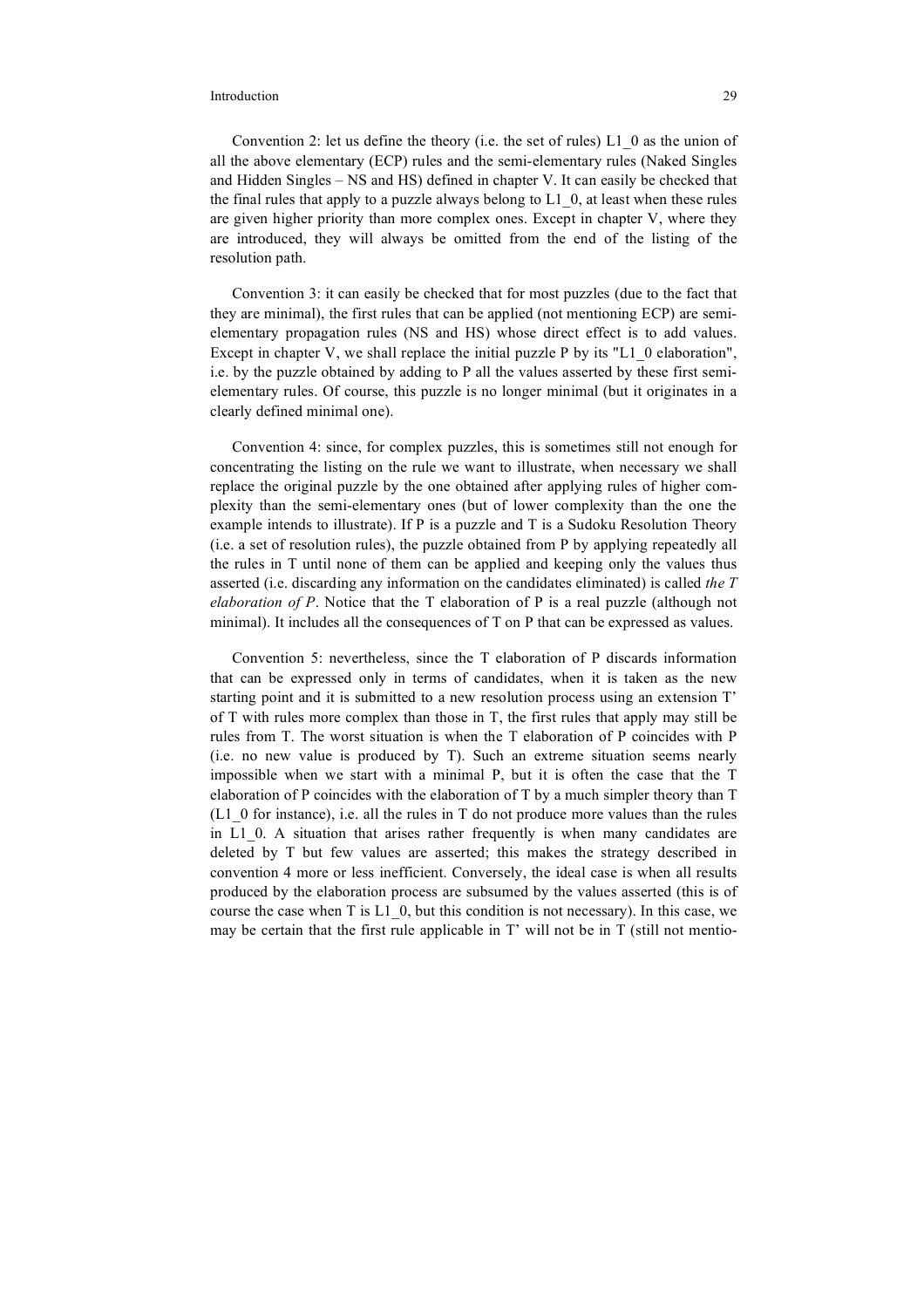Convention 2: let us define the theory (i.e. the set of rules) L1_0 as the union of all the above elementary (ECP) rules and the semi-elementary rules (Naked Singles and Hidden Singles – NS and HS) defined in chapter V. It can easily be checked that the final rules that apply to a puzzle always belong to L1_0, at least when these rules are given higher priority than more complex ones. Except in chapter V, where they are introduced, they will always be omitted from the end of the listing of the resolution path.

Convention 3: it can easily be checked that for most puzzles (due to the fact that they are minimal), the first rules that can be applied (not mentioning ECP) are semi-elementary propagation rules (NS and HS) whose direct effect is to add values. Except in chapter V, we shall replace the initial puzzle P by its "L1_0 elaboration", i.e. by the puzzle obtained by adding to P all the values asserted by these first semi-elementary rules. Of course, this puzzle is no longer minimal (but it originates in a clearly defined minimal one).

Convention 4: since, for complex puzzles, this is sometimes still not enough for concentrating the listing on the rule we want to illustrate, when necessary we shall replace the original puzzle by the one obtained after applying rules of higher complexity than the semi-elementary ones (but of lower complexity than the one the example intends to illustrate). If P is a puzzle and T is a Sudoku Resolution Theory (i.e. a set of resolution rules), the puzzle obtained from P by applying repeatedly all the rules in T until none of them can be applied and keeping only the values thus asserted (i.e. discarding any information on the candidates eliminated) is called *the T elaboration of P*. Notice that the T elaboration of P is a real puzzle (although not minimal). It includes all the consequences of T on P that can be expressed as values.

Convention 5: nevertheless, since the T elaboration of P discards information that can be expressed only in terms of candidates, when it is taken as the new starting point and it is submitted to a new resolution process using an extension T' of T with rules more complex than those in T, the first rules that apply may still be rules from T. The worst situation is when the T elaboration of P coincides with P (i.e. no new value is produced by T). Such an extreme situation seems nearly impossible when we start with a minimal P, but it is often the case that the T elaboration of P coincides with the elaboration of T by a much simpler theory than T (L1_0 for instance), i.e. all the rules in T do not produce more values than the rules in L1_0. A situation that arises rather frequently is when many candidates are deleted by T but few values are asserted; this makes the strategy described in convention 4 more or less inefficient. Conversely, the ideal case is when all results produced by the elaboration process are subsumed by the values asserted (this is of course the case when T is L1_0, but this condition is not necessary). In this case, we may be certain that the first rule applicable in T' will not be in T (still not mentio-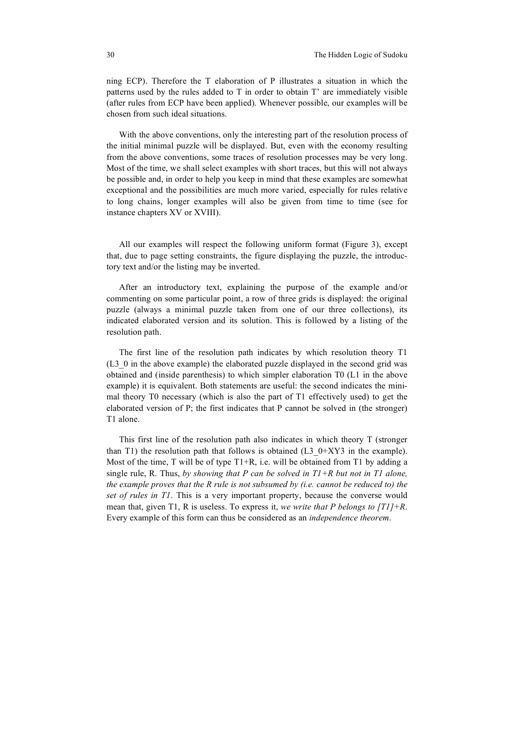ning ECP). Therefore the T elaboration of P illustrates a situation in which the patterns used by the rules added to T in order to obtain T' are immediately visible (after rules from ECP have been applied). Whenever possible, our examples will be chosen from such ideal situations.

With the above conventions, only the interesting part of the resolution process of the initial minimal puzzle will be displayed. But, even with the economy resulting from the above conventions, some traces of resolution processes may be very long. Most of the time, we shall select examples with short traces, but this will not always be possible and, in order to help you keep in mind that these examples are somewhat exceptional and the possibilities are much more varied, especially for rules relative to long chains, longer examples will also be given from time to time (see for instance chapters XV or XVIII).

All our examples will respect the following uniform format (Figure 3), except that, due to page setting constraints, the figure displaying the puzzle, the introductory text and/or the listing may be inverted.

After an introductory text, explaining the purpose of the example and/or commenting on some particular point, a row of three grids is displayed: the original puzzle (always a minimal puzzle taken from one of our three collections), its indicated elaborated version and its solution. This is followed by a listing of the resolution path.

The first line of the resolution path indicates by which resolution theory T1 (L3_0 in the above example) the elaborated puzzle displayed in the second grid was obtained and (inside parenthesis) to which simpler elaboration T0 (L1 in the above example) it is equivalent. Both statements are useful: the second indicates the minimal theory T0 necessary (which is also the part of T1 effectively used) to get the elaborated version of P; the first indicates that P cannot be solved in (the stronger) T1 alone.

This first line of the resolution path also indicates in which theory T (stronger than T1) the resolution path that follows is obtained (L3_0+XY3 in the example). Most of the time, T will be of type T1+R, i.e. will be obtained from T1 by adding a single rule, R. Thus, *by showing that P can be solved in T1+R but not in T1 alone, the example proves that the R rule is not subsumed by (i.e. cannot be reduced to) the set of rules in T1*. This is a very important property, because the converse would mean that, given T1, R is useless. To express it, *we write that P belongs to [T1]+R*. Every example of this form can thus be considered as an *independence theorem*.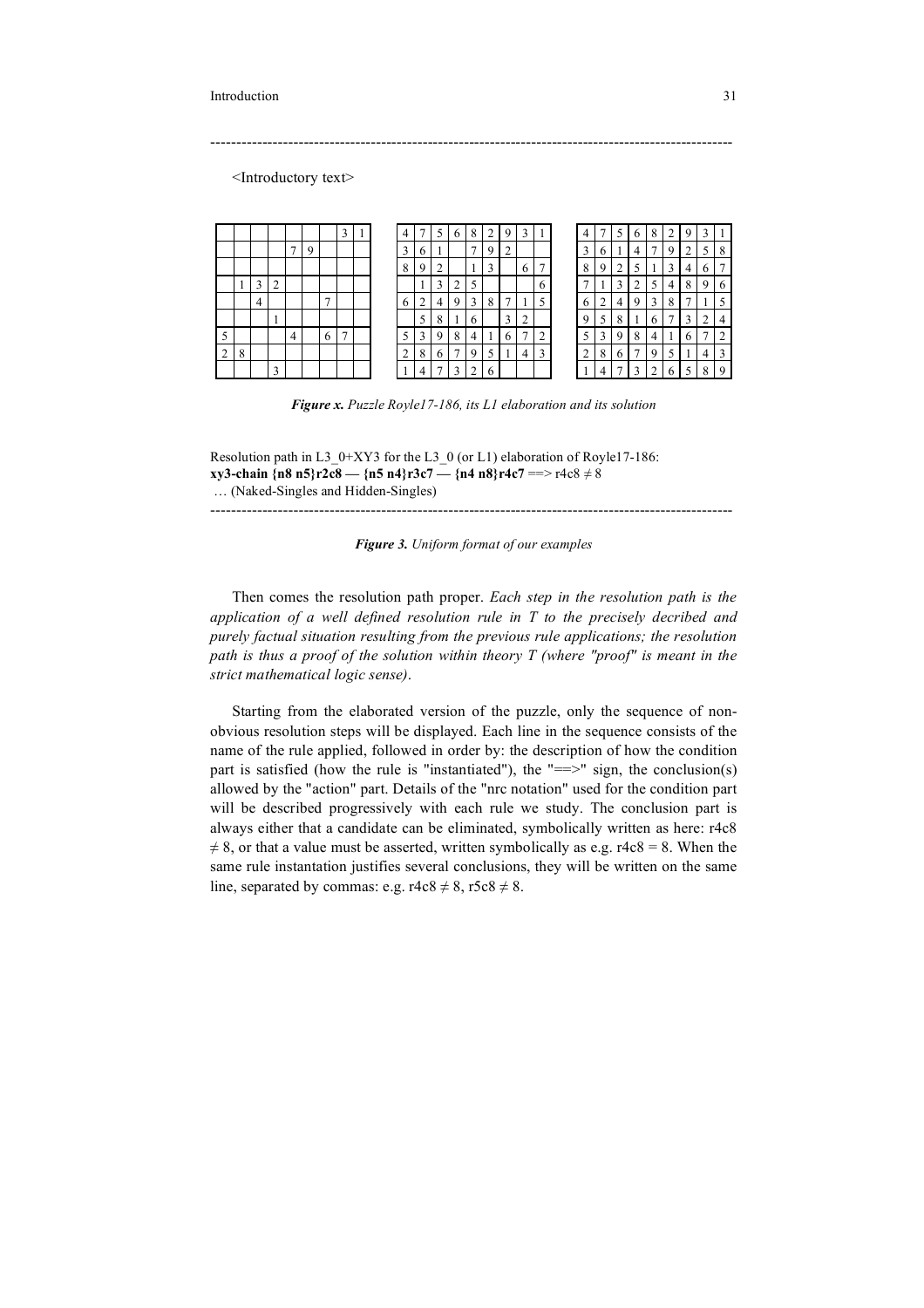<Introductory text>

| | | | | | | | | |
|---|---|---|---|---|---|---|---|---|
| | | | | | | | 3 | 1 |
| | | | | 7 | 9 | | | |
| | | | | | | | | |
| | 1 | 3 | 2 | | | | | |
| | | 4 | | | | 7 | | |
| | | | 1 | | | | | |
| 5 | | | | 4 | | 6 | 7 | |
| 2 | 8 | | | | | | | |
| | | | 3 | | | | | |

| | | | | | | | | |
|---|---|---|---|---|---|---|---|---|
| 4 | 7 | 5 | 6 | 8 | 2 | 9 | 3 | 1 |
| 3 | 6 | 1 | | 7 | 9 | 2 | | |
| 8 | 9 | 2 | | 1 | 3 | | 6 | 7 |
| | 1 | 3 | 2 | 5 | | | | 6 |
| 6 | 2 | 4 | 9 | 3 | 8 | 7 | 1 | 5 |
| | 5 | 8 | 1 | 6 | | 3 | 2 | |
| 5 | 3 | 9 | 8 | 4 | 1 | 6 | 7 | 2 |
| 2 | 8 | 6 | 7 | 9 | 5 | 1 | 4 | 3 |
| 1 | 4 | 7 | 3 | 2 | 6 | | | |

| | | | | | | | | |
|---|---|---|---|---|---|---|---|---|
| 4 | 7 | 5 | 6 | 8 | 2 | 9 | 3 | 1 |
| 3 | 6 | 1 | 4 | 7 | 9 | 2 | 5 | 8 |
| 8 | 9 | 2 | 5 | 1 | 3 | 4 | 6 | 7 |
| 7 | 1 | 3 | 2 | 5 | 4 | 8 | 9 | 6 |
| 6 | 2 | 4 | 9 | 3 | 8 | 7 | 1 | 5 |
| 9 | 5 | 8 | 1 | 6 | 7 | 3 | 2 | 4 |
| 5 | 3 | 9 | 8 | 4 | 1 | 6 | 7 | 2 |
| 2 | 8 | 6 | 7 | 9 | 5 | 1 | 4 | 3 |
| 1 | 4 | 7 | 3 | 2 | 6 | 5 | 8 | 9 |

***Figure x.** Puzzle Royle17-186, its L1 elaboration and its solution*

Resolution path in L3_0+XY3 for the L3_0 (or L1) elaboration of Royle17-186:
**xy3-chain {n8 n5}r2c8 — {n5 n4}r3c7 — {n4 n8}r4c7** ==> r4c8 ≠ 8
… (Naked-Singles and Hidden-Singles)

***Figure 3.** Uniform format of our examples*

Then comes the resolution path proper. *Each step in the resolution path is the application of a well defined resolution rule in T to the precisely decribed and purely factual situation resulting from the previous rule applications; the resolution path is thus a proof of the solution within theory T (where "proof" is meant in the strict mathematical logic sense).*

Starting from the elaborated version of the puzzle, only the sequence of non-obvious resolution steps will be displayed. Each line in the sequence consists of the name of the rule applied, followed in order by: the description of how the condition part is satisfied (how the rule is "instantiated"), the "==>" sign, the conclusion(s) allowed by the "action" part. Details of the "nrc notation" used for the condition part will be described progressively with each rule we study. The conclusion part is always either that a candidate can be eliminated, symbolically written as here: r4c8 ≠ 8, or that a value must be asserted, written symbolically as e.g. r4c8 = 8. When the same rule instantation justifies several conclusions, they will be written on the same line, separated by commas: e.g. r4c8 ≠ 8, r5c8 ≠ 8.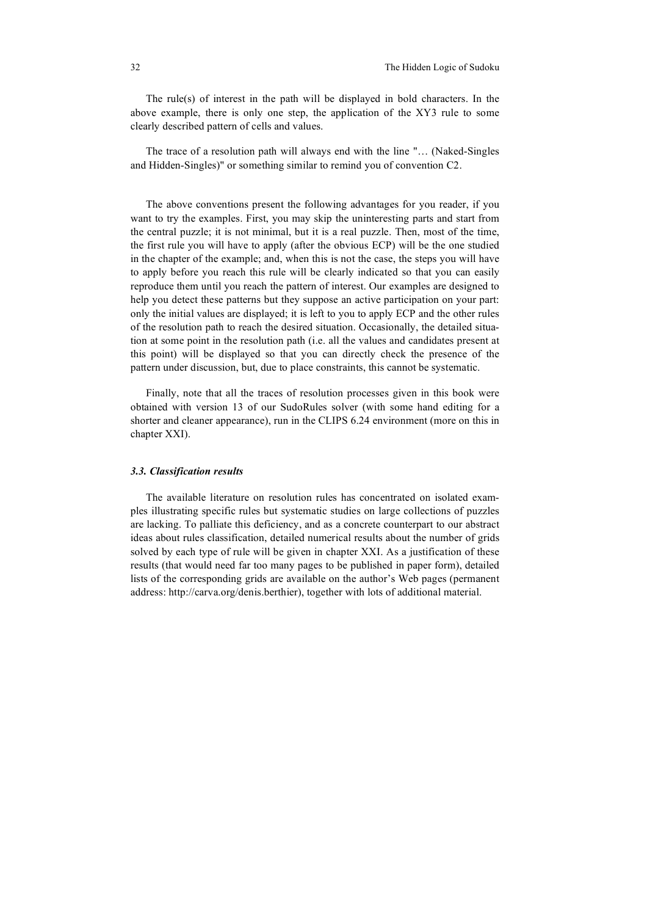The rule(s) of interest in the path will be displayed in bold characters. In the above example, there is only one step, the application of the XY3 rule to some clearly described pattern of cells and values.

The trace of a resolution path will always end with the line "… (Naked-Singles and Hidden-Singles)" or something similar to remind you of convention C2.

The above conventions present the following advantages for you reader, if you want to try the examples. First, you may skip the uninteresting parts and start from the central puzzle; it is not minimal, but it is a real puzzle. Then, most of the time, the first rule you will have to apply (after the obvious ECP) will be the one studied in the chapter of the example; and, when this is not the case, the steps you will have to apply before you reach this rule will be clearly indicated so that you can easily reproduce them until you reach the pattern of interest. Our examples are designed to help you detect these patterns but they suppose an active participation on your part: only the initial values are displayed; it is left to you to apply ECP and the other rules of the resolution path to reach the desired situation. Occasionally, the detailed situation at some point in the resolution path (i.e. all the values and candidates present at this point) will be displayed so that you can directly check the presence of the pattern under discussion, but, due to place constraints, this cannot be systematic.

Finally, note that all the traces of resolution processes given in this book were obtained with version 13 of our SudoRules solver (with some hand editing for a shorter and cleaner appearance), run in the CLIPS 6.24 environment (more on this in chapter XXI).

### *3.3. Classification results*

The available literature on resolution rules has concentrated on isolated examples illustrating specific rules but systematic studies on large collections of puzzles are lacking. To palliate this deficiency, and as a concrete counterpart to our abstract ideas about rules classification, detailed numerical results about the number of grids solved by each type of rule will be given in chapter XXI. As a justification of these results (that would need far too many pages to be published in paper form), detailed lists of the corresponding grids are available on the author's Web pages (permanent address: http://carva.org/denis.berthier), together with lots of additional material.